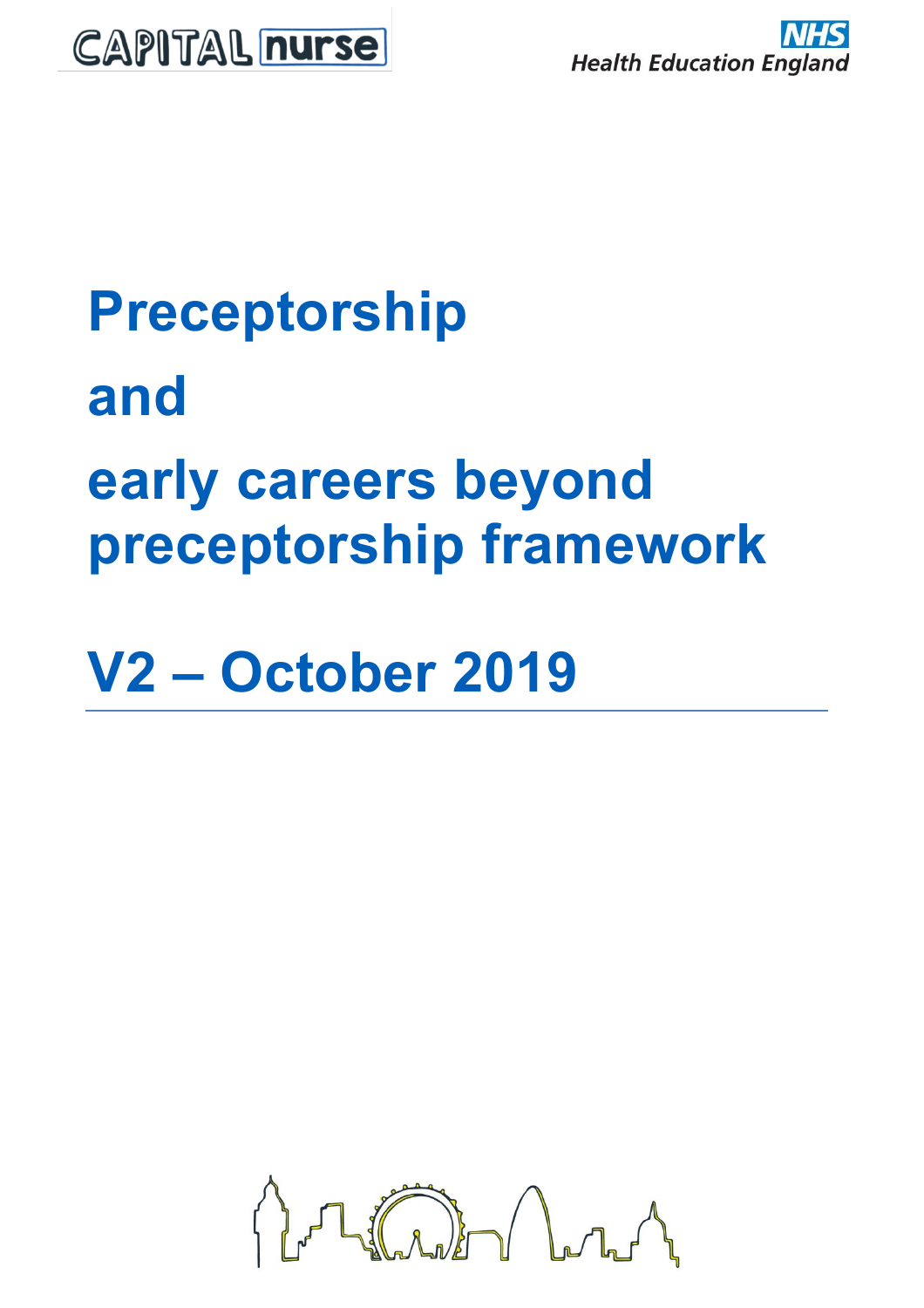CAPITAL nurse

NHS Health Education England

# Preceptorship and early careers beyond preceptorship framework

# V2 – October 2019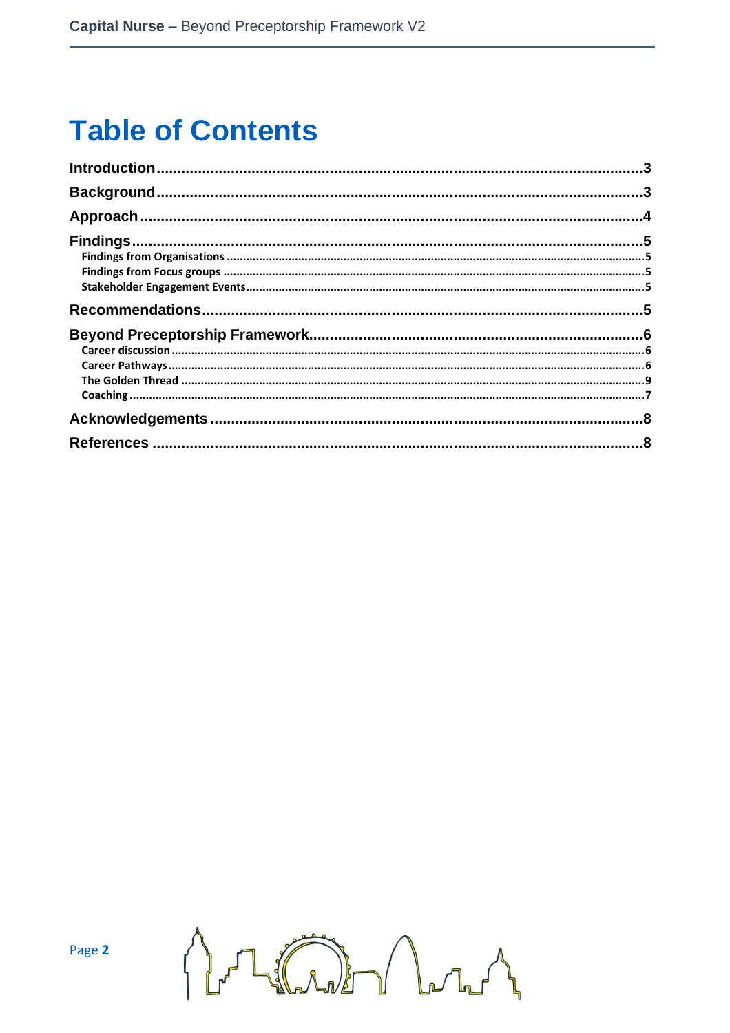# Table of Contents

Introduction ........................................................................................................... 3

Background ........................................................................................................... 3

Approach ............................................................................................................... 4

Findings ................................................................................................................. 5

- Findings from Organisations ........................................................................... 5
- Findings from Focus groups ........................................................................... 5
- Stakeholder Engagement Events .................................................................... 5

Recommendations ................................................................................................. 5

Beyond Preceptorship Framework ......................................................................... 6

- Career discussion .......................................................................................... 6
- Career Pathways ........................................................................................... 6
- The Golden Thread ........................................................................................ 9
- Coaching ....................................................................................................... 7

Acknowledgements ................................................................................................ 8

References ............................................................................................................. 8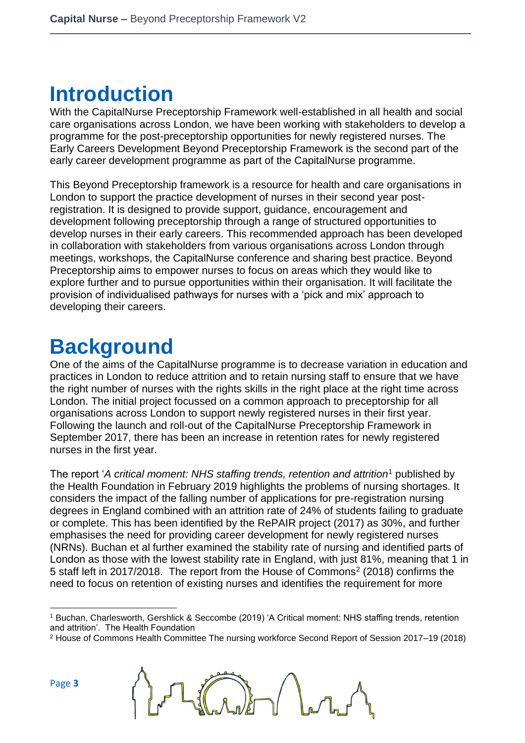# Introduction

With the CapitalNurse Preceptorship Framework well-established in all health and social care organisations across London, we have been working with stakeholders to develop a programme for the post-preceptorship opportunities for newly registered nurses. The Early Careers Development Beyond Preceptorship Framework is the second part of the early career development programme as part of the CapitalNurse programme.

This Beyond Preceptorship framework is a resource for health and care organisations in London to support the practice development of nurses in their second year post-registration. It is designed to provide support, guidance, encouragement and development following preceptorship through a range of structured opportunities to develop nurses in their early careers. This recommended approach has been developed in collaboration with stakeholders from various organisations across London through meetings, workshops, the CapitalNurse conference and sharing best practice. Beyond Preceptorship aims to empower nurses to focus on areas which they would like to explore further and to pursue opportunities within their organisation. It will facilitate the provision of individualised pathways for nurses with a 'pick and mix' approach to developing their careers.

# Background

One of the aims of the CapitalNurse programme is to decrease variation in education and practices in London to reduce attrition and to retain nursing staff to ensure that we have the right number of nurses with the rights skills in the right place at the right time across London. The initial project focussed on a common approach to preceptorship for all organisations across London to support newly registered nurses in their first year. Following the launch and roll-out of the CapitalNurse Preceptorship Framework in September 2017, there has been an increase in retention rates for newly registered nurses in the first year.

The report '*A critical moment: NHS staffing trends, retention and attrition*[1] published by the Health Foundation in February 2019 highlights the problems of nursing shortages. It considers the impact of the falling number of applications for pre-registration nursing degrees in England combined with an attrition rate of 24% of students failing to graduate or complete. This has been identified by the RePAIR project (2017) as 30%, and further emphasises the need for providing career development for newly registered nurses (NRNs). Buchan et al further examined the stability rate of nursing and identified parts of London as those with the lowest stability rate in England, with just 81%, meaning that 1 in 5 staff left in 2017/2018. The report from the House of Commons[2] (2018) confirms the need to focus on retention of existing nurses and identifies the requirement for more

---

[1] Buchan, Charlesworth, Gershlick & Seccombe (2019) 'A Critical moment: NHS staffing trends, retention and attrition'. The Health Foundation

[2] House of Commons Health Committee The nursing workforce Second Report of Session 2017–19 (2018)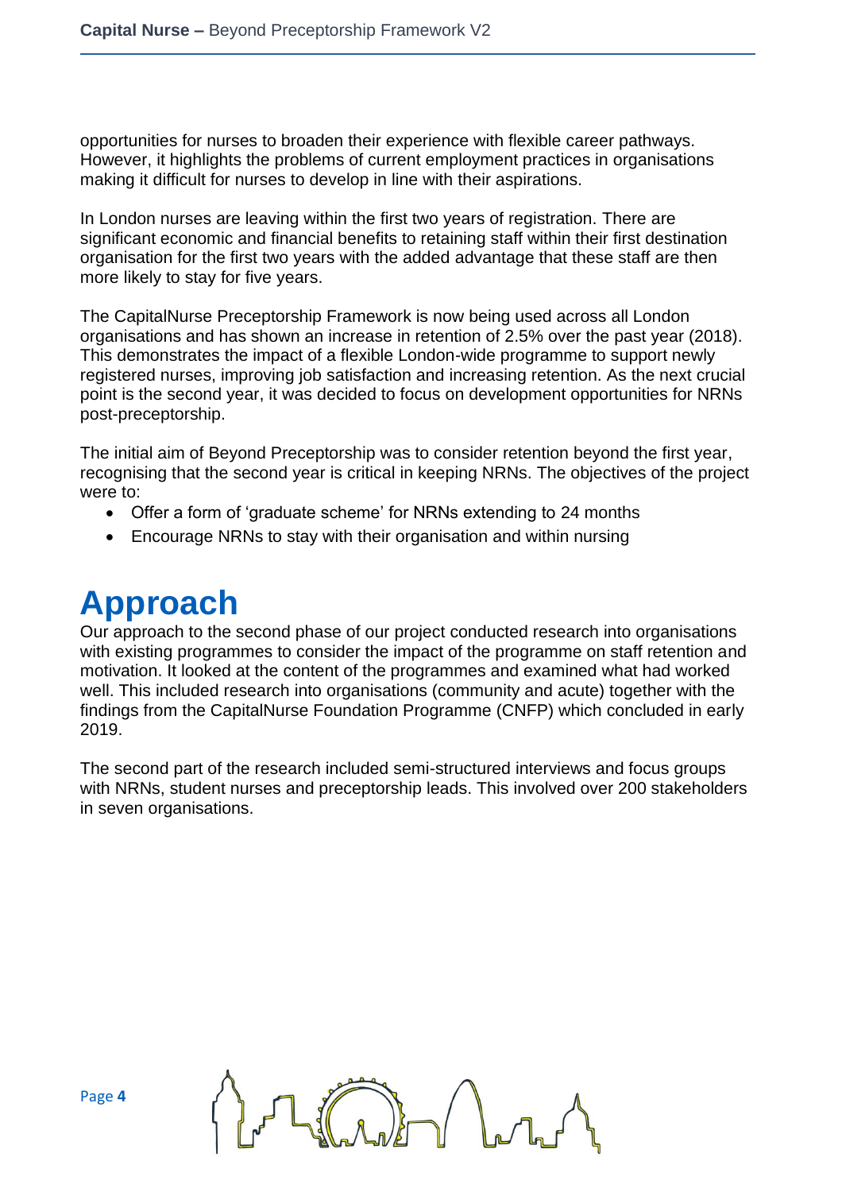opportunities for nurses to broaden their experience with flexible career pathways. However, it highlights the problems of current employment practices in organisations making it difficult for nurses to develop in line with their aspirations.

In London nurses are leaving within the first two years of registration. There are significant economic and financial benefits to retaining staff within their first destination organisation for the first two years with the added advantage that these staff are then more likely to stay for five years.

The CapitalNurse Preceptorship Framework is now being used across all London organisations and has shown an increase in retention of 2.5% over the past year (2018). This demonstrates the impact of a flexible London-wide programme to support newly registered nurses, improving job satisfaction and increasing retention. As the next crucial point is the second year, it was decided to focus on development opportunities for NRNs post-preceptorship.

The initial aim of Beyond Preceptorship was to consider retention beyond the first year, recognising that the second year is critical in keeping NRNs. The objectives of the project were to:

- Offer a form of 'graduate scheme' for NRNs extending to 24 months
- Encourage NRNs to stay with their organisation and within nursing

# Approach

Our approach to the second phase of our project conducted research into organisations with existing programmes to consider the impact of the programme on staff retention and motivation. It looked at the content of the programmes and examined what had worked well. This included research into organisations (community and acute) together with the findings from the CapitalNurse Foundation Programme (CNFP) which concluded in early 2019.

The second part of the research included semi-structured interviews and focus groups with NRNs, student nurses and preceptorship leads. This involved over 200 stakeholders in seven organisations.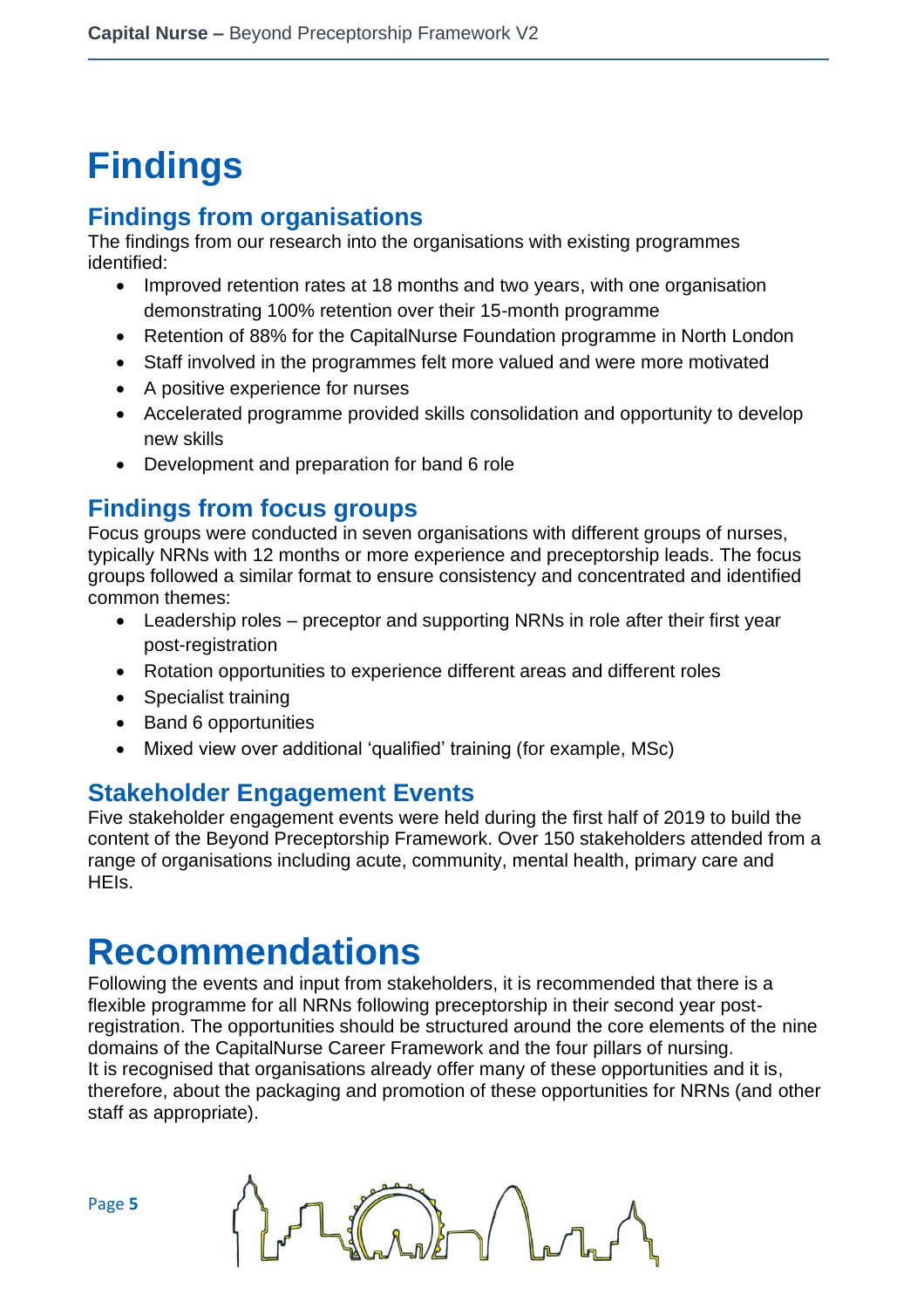# Findings

## Findings from organisations

The findings from our research into the organisations with existing programmes identified:

- Improved retention rates at 18 months and two years, with one organisation demonstrating 100% retention over their 15-month programme
- Retention of 88% for the CapitalNurse Foundation programme in North London
- Staff involved in the programmes felt more valued and were more motivated
- A positive experience for nurses
- Accelerated programme provided skills consolidation and opportunity to develop new skills
- Development and preparation for band 6 role

## Findings from focus groups

Focus groups were conducted in seven organisations with different groups of nurses, typically NRNs with 12 months or more experience and preceptorship leads. The focus groups followed a similar format to ensure consistency and concentrated and identified common themes:

- Leadership roles – preceptor and supporting NRNs in role after their first year post-registration
- Rotation opportunities to experience different areas and different roles
- Specialist training
- Band 6 opportunities
- Mixed view over additional 'qualified' training (for example, MSc)

## Stakeholder Engagement Events

Five stakeholder engagement events were held during the first half of 2019 to build the content of the Beyond Preceptorship Framework. Over 150 stakeholders attended from a range of organisations including acute, community, mental health, primary care and HEIs.

# Recommendations

Following the events and input from stakeholders, it is recommended that there is a flexible programme for all NRNs following preceptorship in their second year post-registration. The opportunities should be structured around the core elements of the nine domains of the CapitalNurse Career Framework and the four pillars of nursing.
It is recognised that organisations already offer many of these opportunities and it is, therefore, about the packaging and promotion of these opportunities for NRNs (and other staff as appropriate).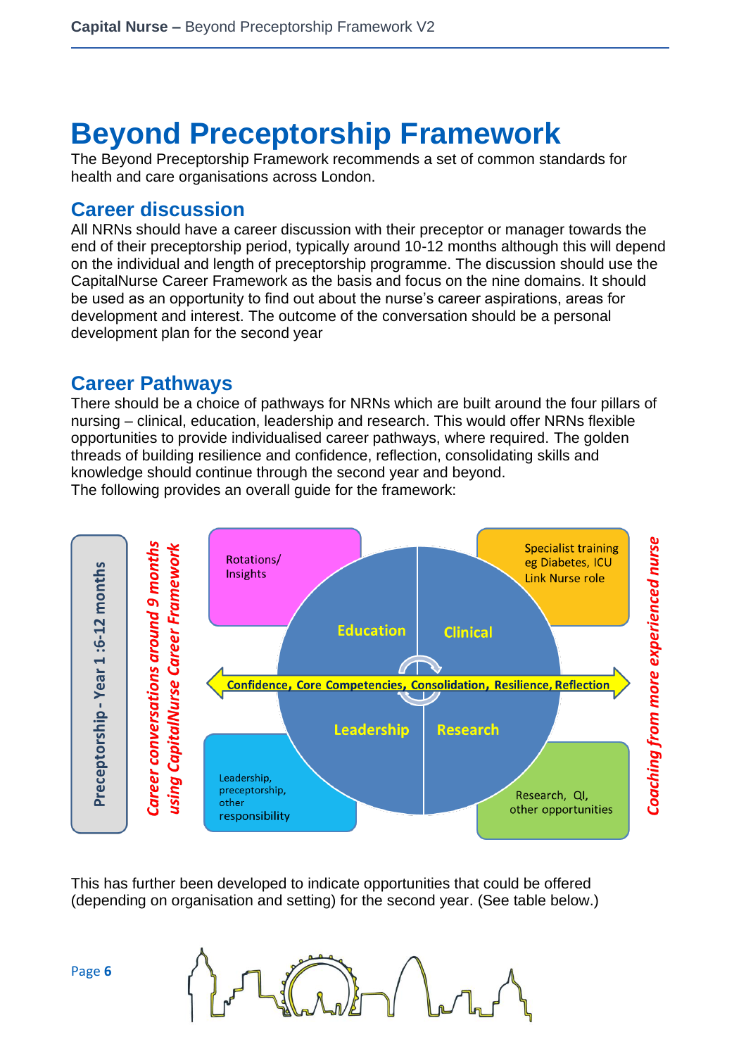# Beyond Preceptorship Framework

The Beyond Preceptorship Framework recommends a set of common standards for health and care organisations across London.

## Career discussion

All NRNs should have a career discussion with their preceptor or manager towards the end of their preceptorship period, typically around 10-12 months although this will depend on the individual and length of preceptorship programme. The discussion should use the CapitalNurse Career Framework as the basis and focus on the nine domains. It should be used as an opportunity to find out about the nurse's career aspirations, areas for development and interest. The outcome of the conversation should be a personal development plan for the second year

## Career Pathways

There should be a choice of pathways for NRNs which are built around the four pillars of nursing – clinical, education, leadership and research. This would offer NRNs flexible opportunities to provide individualised career pathways, where required. The golden threads of building resilience and confidence, reflection, consolidating skills and knowledge should continue through the second year and beyond.
The following provides an overall guide for the framework:

Preceptorship - Year 1 :6-12 months

*Career conversations around 9 months using CapitalNurse Career Framework*

Rotations/ Insights

Specialist training eg Diabetes, ICU Link Nurse role

Education | Clinical | Leadership | Research

Confidence, Core Competencies, Consolidation, Resilience, Reflection

Leadership, preceptorship, other responsibility

Research, QI, other opportunities

*Coaching from more experienced nurse*

This has further been developed to indicate opportunities that could be offered (depending on organisation and setting) for the second year. (See table below.)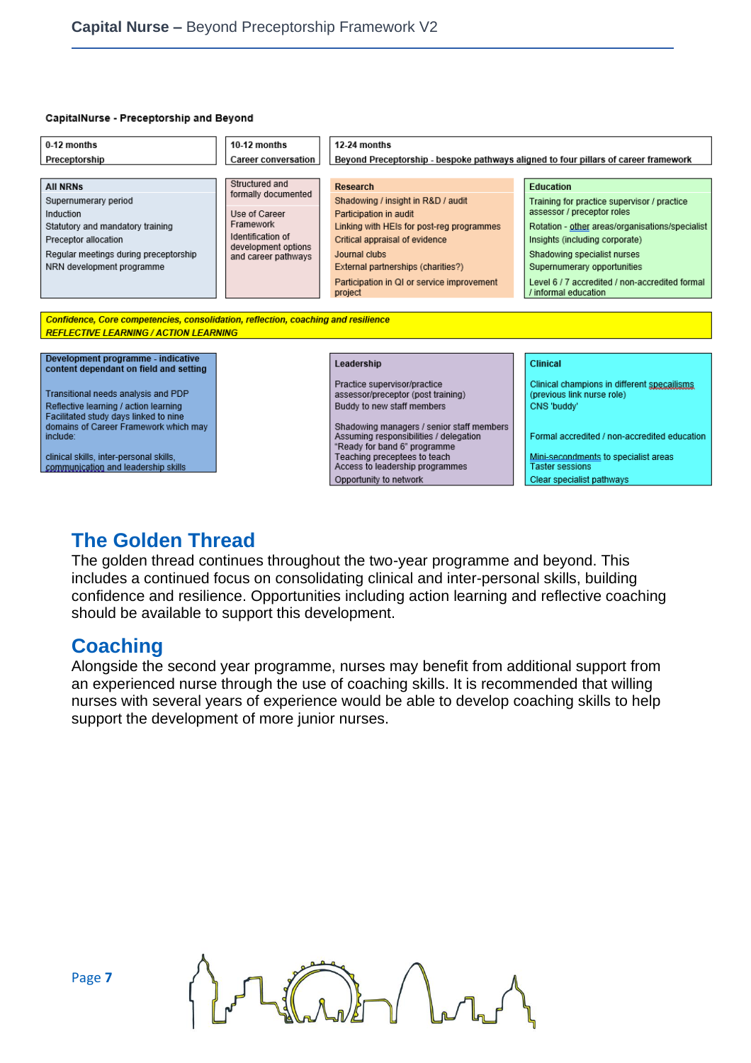**CapitalNurse - Preceptorship and Beyond**

| 0-12 months Preceptorship | 10-12 months Career conversation | 12-24 months Beyond Preceptorship - bespoke pathways aligned to four pillars of career framework | |
|---|---|---|---|
| **All NRNs**<br>Supernumerary period<br>Induction<br>Statutory and mandatory training<br>Preceptor allocation<br>Regular meetings during preceptorship<br>NRN development programme | Structured and formally documented<br>Use of Career Framework<br>Identification of development options and career pathways | **Research**<br>Shadowing / insight in R&D / audit<br>Participation in audit<br>Linking with HEIs for post-reg programmes<br>Critical appraisal of evidence<br>Journal clubs<br>External partnerships (charities?)<br>Participation in QI or service improvement project | **Education**<br>Training for practice supervisor / practice assessor / preceptor roles<br>Rotation - other areas/organisations/specialist<br>Insights (including corporate)<br>Shadowing specialist nurses<br>Supernumerary opportunities<br>Level 6 / 7 accredited / non-accredited formal / informal education |

***Confidence, Core competencies, consolidation, reflection, coaching and resilience***
***REFLECTIVE LEARNING / ACTION LEARNING***

| **Development programme - indicative content dependant on field and setting** | **Leadership** | **Clinical** |
|---|---|---|
| Transitional needs analysis and PDP<br>Reflective learning / action learning<br>Facilitated study days linked to nine domains of Career Framework which may include:<br>clinical skills, inter-personal skills, communication and leadership skills | Practice supervisor/practice assessor/preceptor (post training)<br>Buddy to new staff members<br>Shadowing managers / senior staff members<br>Assuming responsibilities / delegation<br>"Ready for band 6" programme<br>Teaching preceptees to teach<br>Access to leadership programmes<br>Opportunity to network | Clinical champions in different specailisms (previous link nurse role)<br>CNS 'buddy'<br>Formal accredited / non-accredited education<br>Mini-secondments to specialist areas<br>Taster sessions<br>Clear specialist pathways |

## The Golden Thread

The golden thread continues throughout the two-year programme and beyond. This includes a continued focus on consolidating clinical and inter-personal skills, building confidence and resilience. Opportunities including action learning and reflective coaching should be available to support this development.

## Coaching

Alongside the second year programme, nurses may benefit from additional support from an experienced nurse through the use of coaching skills. It is recommended that willing nurses with several years of experience would be able to develop coaching skills to help support the development of more junior nurses.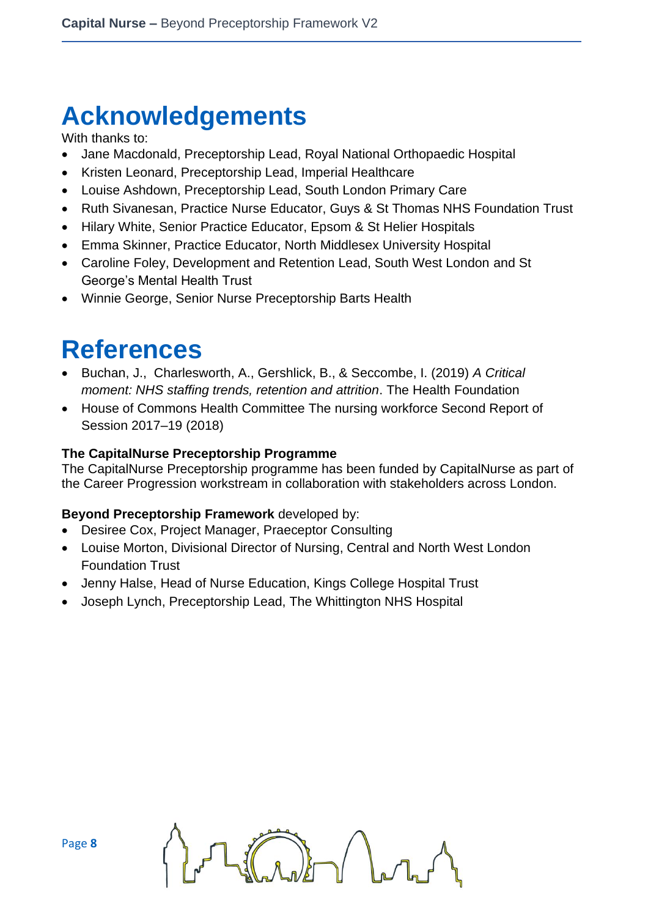# Acknowledgements

With thanks to:

- Jane Macdonald, Preceptorship Lead, Royal National Orthopaedic Hospital
- Kristen Leonard, Preceptorship Lead, Imperial Healthcare
- Louise Ashdown, Preceptorship Lead, South London Primary Care
- Ruth Sivanesan, Practice Nurse Educator, Guys & St Thomas NHS Foundation Trust
- Hilary White, Senior Practice Educator, Epsom & St Helier Hospitals
- Emma Skinner, Practice Educator, North Middlesex University Hospital
- Caroline Foley, Development and Retention Lead, South West London and St George's Mental Health Trust
- Winnie George, Senior Nurse Preceptorship Barts Health

# References

- Buchan, J., Charlesworth, A., Gershlick, B., & Seccombe, I. (2019) *A Critical moment: NHS staffing trends, retention and attrition*. The Health Foundation
- House of Commons Health Committee The nursing workforce Second Report of Session 2017–19 (2018)

**The CapitalNurse Preceptorship Programme**

The CapitalNurse Preceptorship programme has been funded by CapitalNurse as part of the Career Progression workstream in collaboration with stakeholders across London.

**Beyond Preceptorship Framework** developed by:

- Desiree Cox, Project Manager, Praeceptor Consulting
- Louise Morton, Divisional Director of Nursing, Central and North West London Foundation Trust
- Jenny Halse, Head of Nurse Education, Kings College Hospital Trust
- Joseph Lynch, Preceptorship Lead, The Whittington NHS Hospital